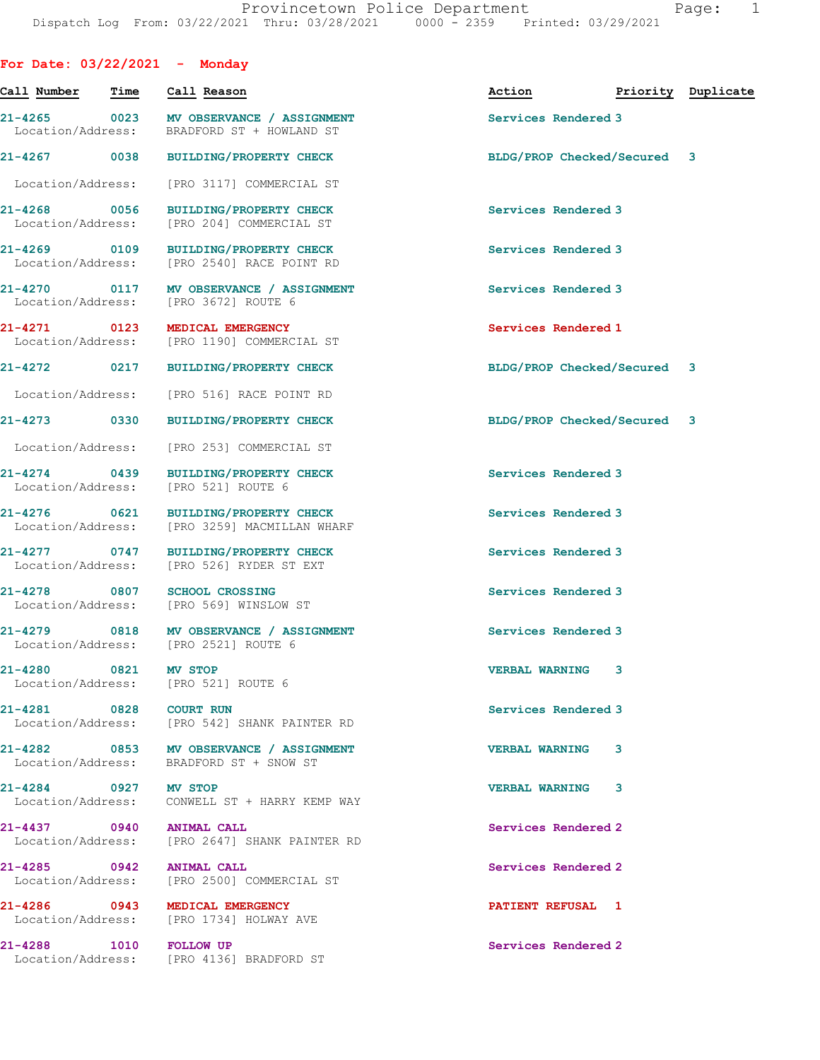Provincetown Police Department
Dispatch Log From: 03/22/2021 Thru: 03/28/2021 0000 - 2359 Printed: 03/29/2021

## For Date: 03/22/2021 - Monday

| Call Number | Time | Call Reason | Action | Priority | Duplicate |
|---|---|---|---|---|---|
| 21-4265 | 0023 | MV OBSERVANCE / ASSIGNMENT | Services Rendered | 3 | |
| Location/Address: | | BRADFORD ST + HOWLAND ST | | | |
| 21-4267 | 0038 | BUILDING/PROPERTY CHECK | BLDG/PROP Checked/Secured | 3 | |
| Location/Address: | | [PRO 3117] COMMERCIAL ST | | | |
| 21-4268 | 0056 | BUILDING/PROPERTY CHECK | Services Rendered | 3 | |
| Location/Address: | | [PRO 204] COMMERCIAL ST | | | |
| 21-4269 | 0109 | BUILDING/PROPERTY CHECK | Services Rendered | 3 | |
| Location/Address: | | [PRO 2540] RACE POINT RD | | | |
| 21-4270 | 0117 | MV OBSERVANCE / ASSIGNMENT | Services Rendered | 3 | |
| Location/Address: | | [PRO 3672] ROUTE 6 | | | |
| 21-4271 | 0123 | MEDICAL EMERGENCY | Services Rendered | 1 | |
| Location/Address: | | [PRO 1190] COMMERCIAL ST | | | |
| 21-4272 | 0217 | BUILDING/PROPERTY CHECK | BLDG/PROP Checked/Secured | 3 | |
| Location/Address: | | [PRO 516] RACE POINT RD | | | |
| 21-4273 | 0330 | BUILDING/PROPERTY CHECK | BLDG/PROP Checked/Secured | 3 | |
| Location/Address: | | [PRO 253] COMMERCIAL ST | | | |
| 21-4274 | 0439 | BUILDING/PROPERTY CHECK | Services Rendered | 3 | |
| Location/Address: | | [PRO 521] ROUTE 6 | | | |
| 21-4276 | 0621 | BUILDING/PROPERTY CHECK | Services Rendered | 3 | |
| Location/Address: | | [PRO 3259] MACMILLAN WHARF | | | |
| 21-4277 | 0747 | BUILDING/PROPERTY CHECK | Services Rendered | 3 | |
| Location/Address: | | [PRO 526] RYDER ST EXT | | | |
| 21-4278 | 0807 | SCHOOL CROSSING | Services Rendered | 3 | |
| Location/Address: | | [PRO 569] WINSLOW ST | | | |
| 21-4279 | 0818 | MV OBSERVANCE / ASSIGNMENT | Services Rendered | 3 | |
| Location/Address: | | [PRO 2521] ROUTE 6 | | | |
| 21-4280 | 0821 | MV STOP | VERBAL WARNING | 3 | |
| Location/Address: | | [PRO 521] ROUTE 6 | | | |
| 21-4281 | 0828 | COURT RUN | Services Rendered | 3 | |
| Location/Address: | | [PRO 542] SHANK PAINTER RD | | | |
| 21-4282 | 0853 | MV OBSERVANCE / ASSIGNMENT | VERBAL WARNING | 3 | |
| Location/Address: | | BRADFORD ST + SNOW ST | | | |
| 21-4284 | 0927 | MV STOP | VERBAL WARNING | 3 | |
| Location/Address: | | CONWELL ST + HARRY KEMP WAY | | | |
| 21-4437 | 0940 | ANIMAL CALL | Services Rendered | 2 | |
| Location/Address: | | [PRO 2647] SHANK PAINTER RD | | | |
| 21-4285 | 0942 | ANIMAL CALL | Services Rendered | 2 | |
| Location/Address: | | [PRO 2500] COMMERCIAL ST | | | |
| 21-4286 | 0943 | MEDICAL EMERGENCY | PATIENT REFUSAL | 1 | |
| Location/Address: | | [PRO 1734] HOLWAY AVE | | | |
| 21-4288 | 1010 | FOLLOW UP | Services Rendered | 2 | |
| Location/Address: | | [PRO 4136] BRADFORD ST | | | |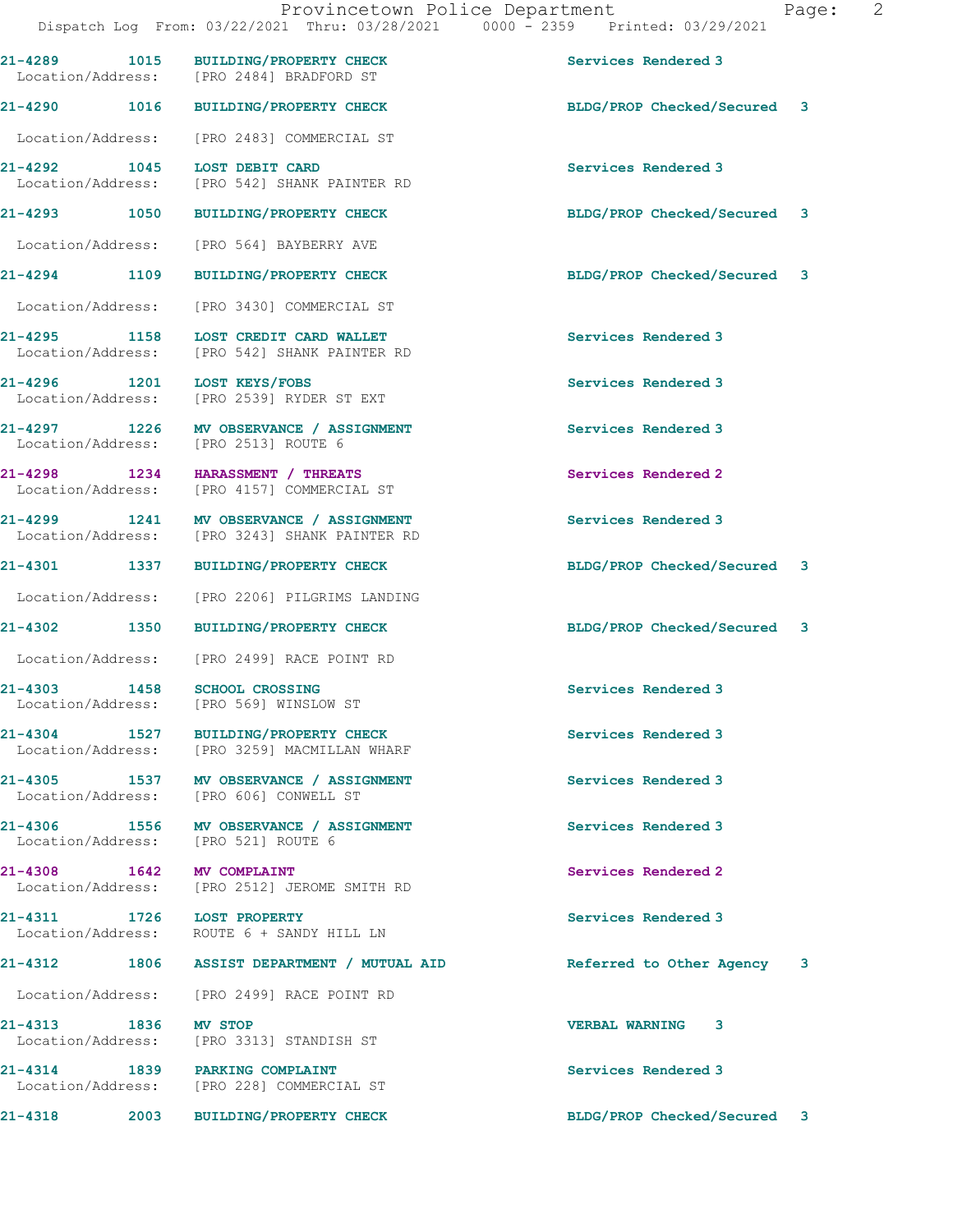21-4289 1015 BUILDING/PROPERTY CHECK Services Rendered 3
Location/Address: [PRO 2484] BRADFORD ST

21-4290 1016 BUILDING/PROPERTY CHECK BLDG/PROP Checked/Secured 3
Location/Address: [PRO 2483] COMMERCIAL ST

21-4292 1045 LOST DEBIT CARD Services Rendered 3
Location/Address: [PRO 542] SHANK PAINTER RD

21-4293 1050 BUILDING/PROPERTY CHECK BLDG/PROP Checked/Secured 3
Location/Address: [PRO 564] BAYBERRY AVE

21-4294 1109 BUILDING/PROPERTY CHECK BLDG/PROP Checked/Secured 3
Location/Address: [PRO 3430] COMMERCIAL ST

21-4295 1158 LOST CREDIT CARD WALLET Services Rendered 3
Location/Address: [PRO 542] SHANK PAINTER RD

21-4296 1201 LOST KEYS/FOBS Services Rendered 3
Location/Address: [PRO 2539] RYDER ST EXT

21-4297 1226 MV OBSERVANCE / ASSIGNMENT Services Rendered 3
Location/Address: [PRO 2513] ROUTE 6

21-4298 1234 HARASSMENT / THREATS Services Rendered 2
Location/Address: [PRO 4157] COMMERCIAL ST

21-4299 1241 MV OBSERVANCE / ASSIGNMENT Services Rendered 3
Location/Address: [PRO 3243] SHANK PAINTER RD

21-4301 1337 BUILDING/PROPERTY CHECK BLDG/PROP Checked/Secured 3
Location/Address: [PRO 2206] PILGRIMS LANDING

21-4302 1350 BUILDING/PROPERTY CHECK BLDG/PROP Checked/Secured 3
Location/Address: [PRO 2499] RACE POINT RD

21-4303 1458 SCHOOL CROSSING Services Rendered 3
Location/Address: [PRO 569] WINSLOW ST

21-4304 1527 BUILDING/PROPERTY CHECK Services Rendered 3
Location/Address: [PRO 3259] MACMILLAN WHARF

21-4305 1537 MV OBSERVANCE / ASSIGNMENT Services Rendered 3
Location/Address: [PRO 606] CONWELL ST

21-4306 1556 MV OBSERVANCE / ASSIGNMENT Services Rendered 3
Location/Address: [PRO 521] ROUTE 6

21-4308 1642 MV COMPLAINT Services Rendered 2
Location/Address: [PRO 2512] JEROME SMITH RD

21-4311 1726 LOST PROPERTY Services Rendered 3
Location/Address: ROUTE 6 + SANDY HILL LN

21-4312 1806 ASSIST DEPARTMENT / MUTUAL AID Referred to Other Agency 3
Location/Address: [PRO 2499] RACE POINT RD

21-4313 1836 MV STOP VERBAL WARNING 3
Location/Address: [PRO 3313] STANDISH ST

21-4314 1839 PARKING COMPLAINT Services Rendered 3
Location/Address: [PRO 228] COMMERCIAL ST

21-4318 2003 BUILDING/PROPERTY CHECK BLDG/PROP Checked/Secured 3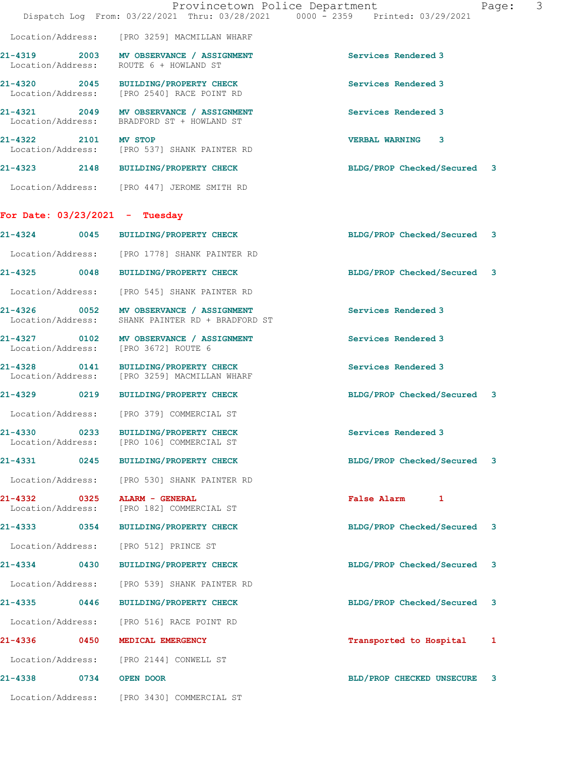Location/Address: [PRO 3259] MACMILLAN WHARF

**21-4319 2003 MV OBSERVANCE / ASSIGNMENT** Services Rendered 3
Location/Address: ROUTE 6 + HOWLAND ST

**21-4320 2045 BUILDING/PROPERTY CHECK** Services Rendered 3
Location/Address: [PRO 2540] RACE POINT RD

**21-4321 2049 MV OBSERVANCE / ASSIGNMENT** Services Rendered 3
Location/Address: BRADFORD ST + HOWLAND ST

**21-4322 2101 MV STOP** VERBAL WARNING 3
Location/Address: [PRO 537] SHANK PAINTER RD

**21-4323 2148 BUILDING/PROPERTY CHECK** BLDG/PROP Checked/Secured 3
Location/Address: [PRO 447] JEROME SMITH RD

## For Date: 03/23/2021 - Tuesday

**21-4324 0045 BUILDING/PROPERTY CHECK** BLDG/PROP Checked/Secured 3
Location/Address: [PRO 1778] SHANK PAINTER RD

**21-4325 0048 BUILDING/PROPERTY CHECK** BLDG/PROP Checked/Secured 3
Location/Address: [PRO 545] SHANK PAINTER RD

**21-4326 0052 MV OBSERVANCE / ASSIGNMENT** Services Rendered 3
Location/Address: SHANK PAINTER RD + BRADFORD ST

**21-4327 0102 MV OBSERVANCE / ASSIGNMENT** Services Rendered 3
Location/Address: [PRO 3672] ROUTE 6

**21-4328 0141 BUILDING/PROPERTY CHECK** Services Rendered 3
Location/Address: [PRO 3259] MACMILLAN WHARF

**21-4329 0219 BUILDING/PROPERTY CHECK** BLDG/PROP Checked/Secured 3
Location/Address: [PRO 379] COMMERCIAL ST

**21-4330 0233 BUILDING/PROPERTY CHECK** Services Rendered 3
Location/Address: [PRO 106] COMMERCIAL ST

**21-4331 0245 BUILDING/PROPERTY CHECK** BLDG/PROP Checked/Secured 3
Location/Address: [PRO 530] SHANK PAINTER RD

**21-4332 0325 ALARM - GENERAL** False Alarm 1
Location/Address: [PRO 182] COMMERCIAL ST

**21-4333 0354 BUILDING/PROPERTY CHECK** BLDG/PROP Checked/Secured 3
Location/Address: [PRO 512] PRINCE ST

**21-4334 0430 BUILDING/PROPERTY CHECK** BLDG/PROP Checked/Secured 3
Location/Address: [PRO 539] SHANK PAINTER RD

**21-4335 0446 BUILDING/PROPERTY CHECK** BLDG/PROP Checked/Secured 3
Location/Address: [PRO 516] RACE POINT RD

**21-4336 0450 MEDICAL EMERGENCY** Transported to Hospital 1
Location/Address: [PRO 2144] CONWELL ST

**21-4338 0734 OPEN DOOR** BLD/PROP CHECKED UNSECURE 3
Location/Address: [PRO 3430] COMMERCIAL ST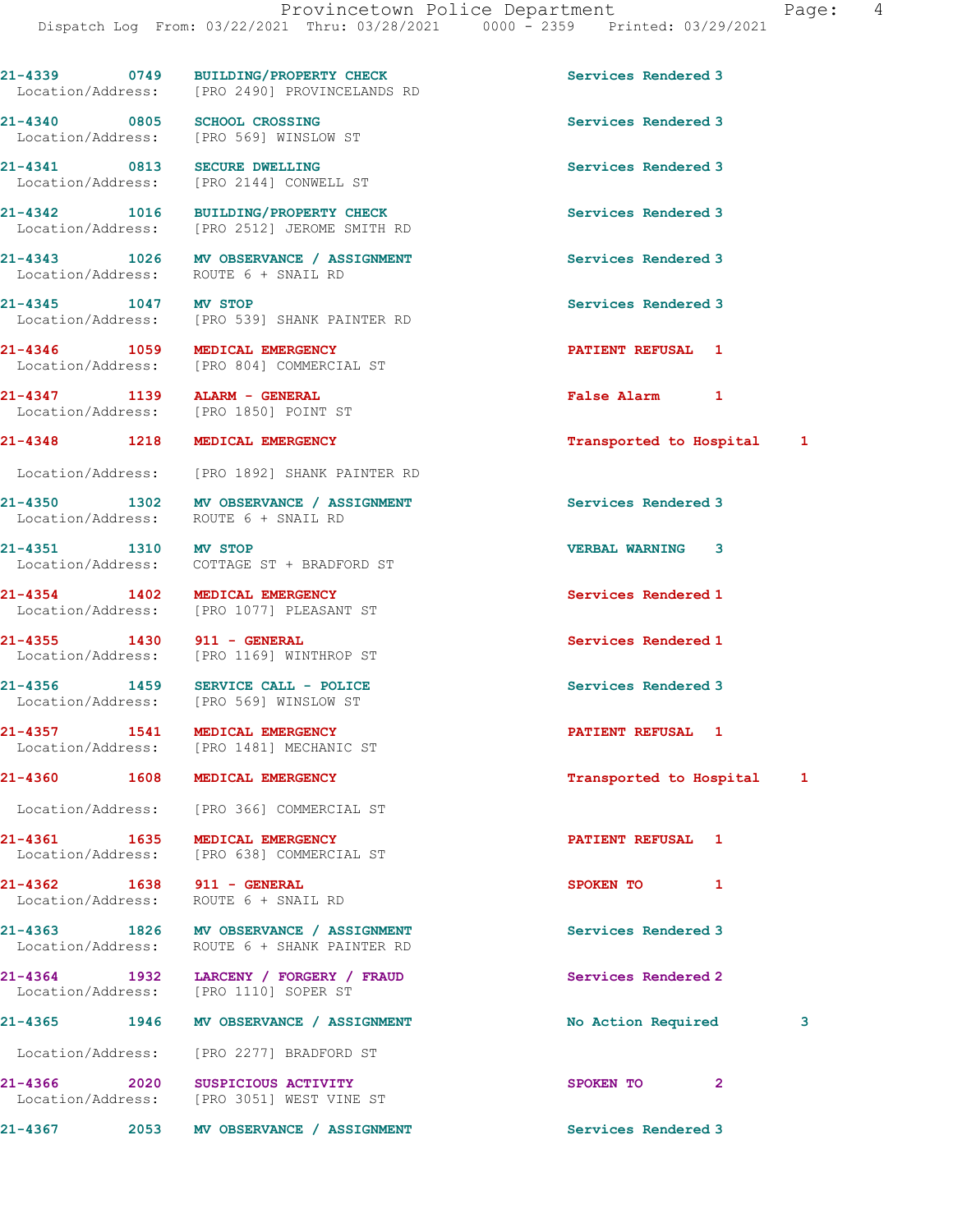21-4339 0749 BUILDING/PROPERTY CHECK Services Rendered 3
Location/Address: [PRO 2490] PROVINCELANDS RD

21-4340 0805 SCHOOL CROSSING Services Rendered 3
Location/Address: [PRO 569] WINSLOW ST

21-4341 0813 SECURE DWELLING Services Rendered 3
Location/Address: [PRO 2144] CONWELL ST

21-4342 1016 BUILDING/PROPERTY CHECK Services Rendered 3
Location/Address: [PRO 2512] JEROME SMITH RD

21-4343 1026 MV OBSERVANCE / ASSIGNMENT Services Rendered 3
Location/Address: ROUTE 6 + SNAIL RD

21-4345 1047 MV STOP Services Rendered 3
Location/Address: [PRO 539] SHANK PAINTER RD

21-4346 1059 MEDICAL EMERGENCY PATIENT REFUSAL 1
Location/Address: [PRO 804] COMMERCIAL ST

21-4347 1139 ALARM - GENERAL False Alarm 1
Location/Address: [PRO 1850] POINT ST

21-4348 1218 MEDICAL EMERGENCY Transported to Hospital 1
Location/Address: [PRO 1892] SHANK PAINTER RD

21-4350 1302 MV OBSERVANCE / ASSIGNMENT Services Rendered 3
Location/Address: ROUTE 6 + SNAIL RD

21-4351 1310 MV STOP VERBAL WARNING 3
Location/Address: COTTAGE ST + BRADFORD ST

21-4354 1402 MEDICAL EMERGENCY Services Rendered 1
Location/Address: [PRO 1077] PLEASANT ST

21-4355 1430 911 - GENERAL Services Rendered 1
Location/Address: [PRO 1169] WINTHROP ST

21-4356 1459 SERVICE CALL - POLICE Services Rendered 3
Location/Address: [PRO 569] WINSLOW ST

21-4357 1541 MEDICAL EMERGENCY PATIENT REFUSAL 1
Location/Address: [PRO 1481] MECHANIC ST

21-4360 1608 MEDICAL EMERGENCY Transported to Hospital 1
Location/Address: [PRO 366] COMMERCIAL ST

21-4361 1635 MEDICAL EMERGENCY PATIENT REFUSAL 1
Location/Address: [PRO 638] COMMERCIAL ST

21-4362 1638 911 - GENERAL SPOKEN TO 1
Location/Address: ROUTE 6 + SNAIL RD

21-4363 1826 MV OBSERVANCE / ASSIGNMENT Services Rendered 3
Location/Address: ROUTE 6 + SHANK PAINTER RD

21-4364 1932 LARCENY / FORGERY / FRAUD Services Rendered 2
Location/Address: [PRO 1110] SOPER ST

21-4365 1946 MV OBSERVANCE / ASSIGNMENT No Action Required 3
Location/Address: [PRO 2277] BRADFORD ST

21-4366 2020 SUSPICIOUS ACTIVITY SPOKEN TO 2
Location/Address: [PRO 3051] WEST VINE ST

21-4367 2053 MV OBSERVANCE / ASSIGNMENT Services Rendered 3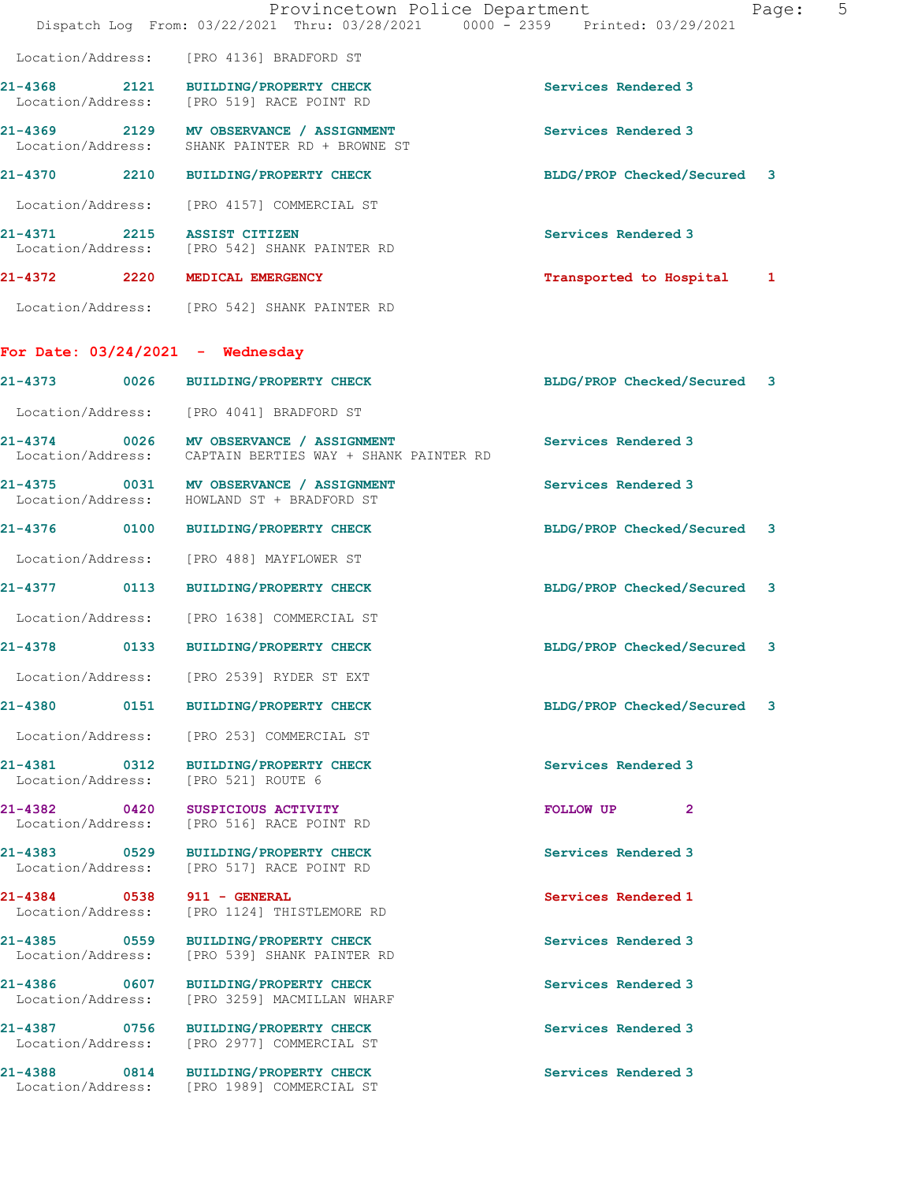Location/Address: [PRO 4136] BRADFORD ST

**21-4368** 2121 **BUILDING/PROPERTY CHECK** Services Rendered 3
Location/Address: [PRO 519] RACE POINT RD

**21-4369** 2129 **MV OBSERVANCE / ASSIGNMENT** Services Rendered 3
Location/Address: SHANK PAINTER RD + BROWNE ST

**21-4370** 2210 **BUILDING/PROPERTY CHECK** BLDG/PROP Checked/Secured 3
Location/Address: [PRO 4157] COMMERCIAL ST

**21-4371** 2215 **ASSIST CITIZEN** Services Rendered 3
Location/Address: [PRO 542] SHANK PAINTER RD

**21-4372** 2220 **MEDICAL EMERGENCY** Transported to Hospital 1
Location/Address: [PRO 542] SHANK PAINTER RD

## For Date: 03/24/2021 - Wednesday

**21-4373** 0026 **BUILDING/PROPERTY CHECK** BLDG/PROP Checked/Secured 3
Location/Address: [PRO 4041] BRADFORD ST

**21-4374** 0026 **MV OBSERVANCE / ASSIGNMENT** Services Rendered 3
Location/Address: CAPTAIN BERTIES WAY + SHANK PAINTER RD

**21-4375** 0031 **MV OBSERVANCE / ASSIGNMENT** Services Rendered 3
Location/Address: HOWLAND ST + BRADFORD ST

**21-4376** 0100 **BUILDING/PROPERTY CHECK** BLDG/PROP Checked/Secured 3
Location/Address: [PRO 488] MAYFLOWER ST

**21-4377** 0113 **BUILDING/PROPERTY CHECK** BLDG/PROP Checked/Secured 3
Location/Address: [PRO 1638] COMMERCIAL ST

**21-4378** 0133 **BUILDING/PROPERTY CHECK** BLDG/PROP Checked/Secured 3
Location/Address: [PRO 2539] RYDER ST EXT

**21-4380** 0151 **BUILDING/PROPERTY CHECK** BLDG/PROP Checked/Secured 3
Location/Address: [PRO 253] COMMERCIAL ST

**21-4381** 0312 **BUILDING/PROPERTY CHECK** Services Rendered 3
Location/Address: [PRO 521] ROUTE 6

**21-4382** 0420 **SUSPICIOUS ACTIVITY** FOLLOW UP 2
Location/Address: [PRO 516] RACE POINT RD

**21-4383** 0529 **BUILDING/PROPERTY CHECK** Services Rendered 3
Location/Address: [PRO 517] RACE POINT RD

**21-4384** 0538 **911 - GENERAL** Services Rendered 1
Location/Address: [PRO 1124] THISTLEMORE RD

**21-4385** 0559 **BUILDING/PROPERTY CHECK** Services Rendered 3
Location/Address: [PRO 539] SHANK PAINTER RD

**21-4386** 0607 **BUILDING/PROPERTY CHECK** Services Rendered 3
Location/Address: [PRO 3259] MACMILLAN WHARF

**21-4387** 0756 **BUILDING/PROPERTY CHECK** Services Rendered 3
Location/Address: [PRO 2977] COMMERCIAL ST

**21-4388** 0814 **BUILDING/PROPERTY CHECK** Services Rendered 3
Location/Address: [PRO 1989] COMMERCIAL ST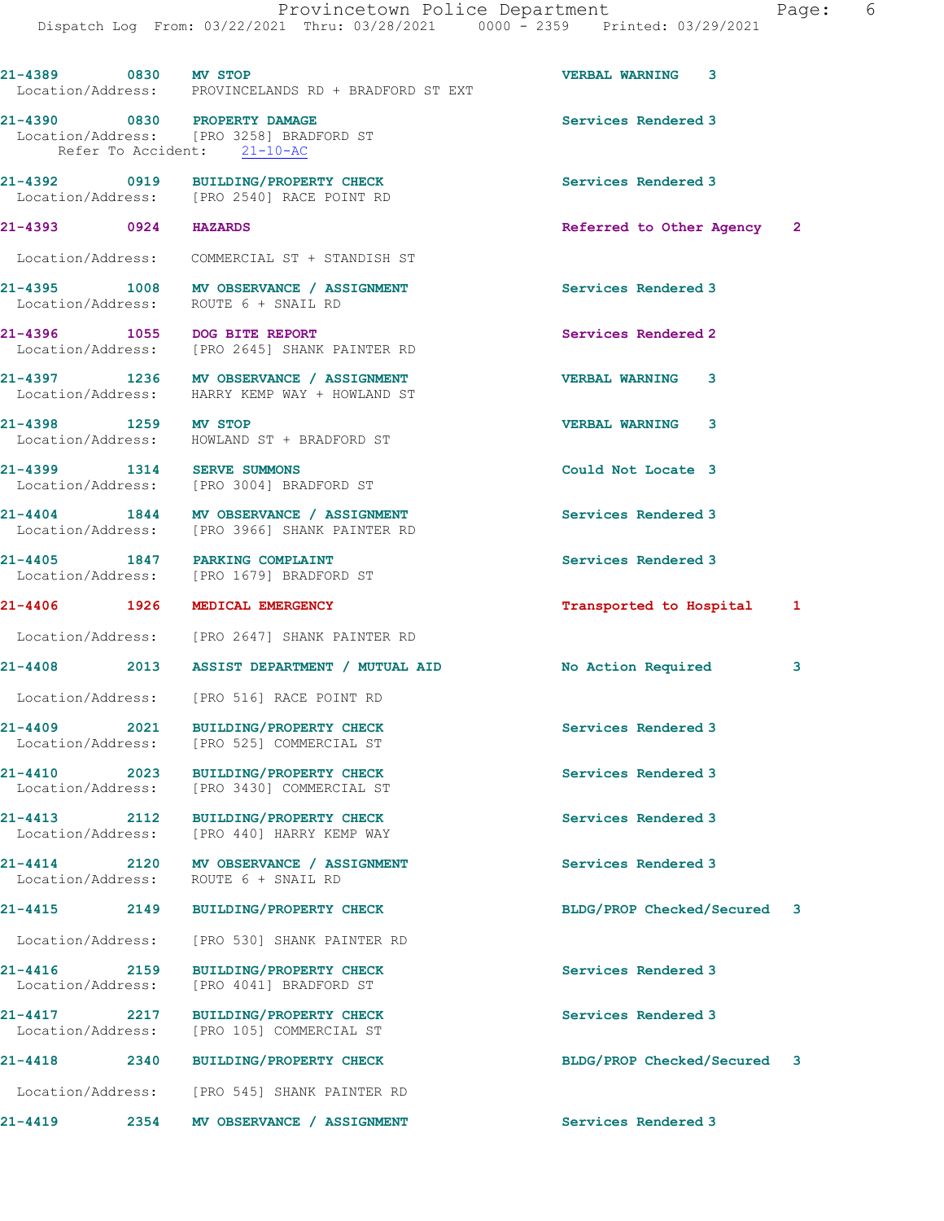21-4389 0830 MV STOP VERBAL WARNING 3
Location/Address: PROVINCELANDS RD + BRADFORD ST EXT

21-4390 0830 PROPERTY DAMAGE Services Rendered 3
Location/Address: [PRO 3258] BRADFORD ST
Refer To Accident: 21-10-AC

21-4392 0919 BUILDING/PROPERTY CHECK Services Rendered 3
Location/Address: [PRO 2540] RACE POINT RD

21-4393 0924 HAZARDS Referred to Other Agency 2
Location/Address: COMMERCIAL ST + STANDISH ST

21-4395 1008 MV OBSERVANCE / ASSIGNMENT Services Rendered 3
Location/Address: ROUTE 6 + SNAIL RD

21-4396 1055 DOG BITE REPORT Services Rendered 2
Location/Address: [PRO 2645] SHANK PAINTER RD

21-4397 1236 MV OBSERVANCE / ASSIGNMENT VERBAL WARNING 3
Location/Address: HARRY KEMP WAY + HOWLAND ST

21-4398 1259 MV STOP VERBAL WARNING 3
Location/Address: HOWLAND ST + BRADFORD ST

21-4399 1314 SERVE SUMMONS Could Not Locate 3
Location/Address: [PRO 3004] BRADFORD ST

21-4404 1844 MV OBSERVANCE / ASSIGNMENT Services Rendered 3
Location/Address: [PRO 3966] SHANK PAINTER RD

21-4405 1847 PARKING COMPLAINT Services Rendered 3
Location/Address: [PRO 1679] BRADFORD ST

21-4406 1926 MEDICAL EMERGENCY Transported to Hospital 1
Location/Address: [PRO 2647] SHANK PAINTER RD

21-4408 2013 ASSIST DEPARTMENT / MUTUAL AID No Action Required 3
Location/Address: [PRO 516] RACE POINT RD

21-4409 2021 BUILDING/PROPERTY CHECK Services Rendered 3
Location/Address: [PRO 525] COMMERCIAL ST

21-4410 2023 BUILDING/PROPERTY CHECK Services Rendered 3
Location/Address: [PRO 3430] COMMERCIAL ST

21-4413 2112 BUILDING/PROPERTY CHECK Services Rendered 3
Location/Address: [PRO 440] HARRY KEMP WAY

21-4414 2120 MV OBSERVANCE / ASSIGNMENT Services Rendered 3
Location/Address: ROUTE 6 + SNAIL RD

21-4415 2149 BUILDING/PROPERTY CHECK BLDG/PROP Checked/Secured 3
Location/Address: [PRO 530] SHANK PAINTER RD

21-4416 2159 BUILDING/PROPERTY CHECK Services Rendered 3
Location/Address: [PRO 4041] BRADFORD ST

21-4417 2217 BUILDING/PROPERTY CHECK Services Rendered 3
Location/Address: [PRO 105] COMMERCIAL ST

21-4418 2340 BUILDING/PROPERTY CHECK BLDG/PROP Checked/Secured 3
Location/Address: [PRO 545] SHANK PAINTER RD

21-4419 2354 MV OBSERVANCE / ASSIGNMENT Services Rendered 3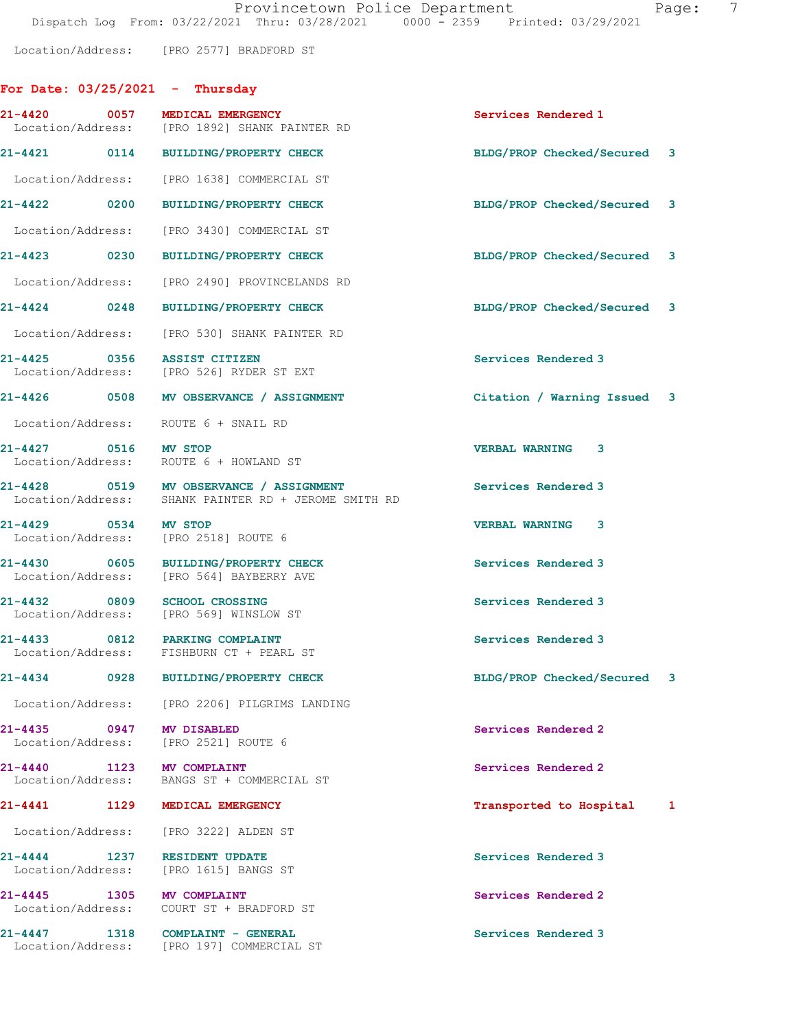Location/Address: [PRO 2577] BRADFORD ST

## For Date: 03/25/2021 - Thursday

**21-4420 0057 MEDICAL EMERGENCY** Services Rendered 1
Location/Address: [PRO 1892] SHANK PAINTER RD

**21-4421 0114 BUILDING/PROPERTY CHECK** BLDG/PROP Checked/Secured 3
Location/Address: [PRO 1638] COMMERCIAL ST

**21-4422 0200 BUILDING/PROPERTY CHECK** BLDG/PROP Checked/Secured 3
Location/Address: [PRO 3430] COMMERCIAL ST

**21-4423 0230 BUILDING/PROPERTY CHECK** BLDG/PROP Checked/Secured 3
Location/Address: [PRO 2490] PROVINCELANDS RD

**21-4424 0248 BUILDING/PROPERTY CHECK** BLDG/PROP Checked/Secured 3
Location/Address: [PRO 530] SHANK PAINTER RD

**21-4425 0356 ASSIST CITIZEN** Services Rendered 3
Location/Address: [PRO 526] RYDER ST EXT

**21-4426 0508 MV OBSERVANCE / ASSIGNMENT** Citation / Warning Issued 3
Location/Address: ROUTE 6 + SNAIL RD

**21-4427 0516 MV STOP** VERBAL WARNING 3
Location/Address: ROUTE 6 + HOWLAND ST

**21-4428 0519 MV OBSERVANCE / ASSIGNMENT** Services Rendered 3
Location/Address: SHANK PAINTER RD + JEROME SMITH RD

**21-4429 0534 MV STOP** VERBAL WARNING 3
Location/Address: [PRO 2518] ROUTE 6

**21-4430 0605 BUILDING/PROPERTY CHECK** Services Rendered 3
Location/Address: [PRO 564] BAYBERRY AVE

**21-4432 0809 SCHOOL CROSSING** Services Rendered 3
Location/Address: [PRO 569] WINSLOW ST

**21-4433 0812 PARKING COMPLAINT** Services Rendered 3
Location/Address: FISHBURN CT + PEARL ST

**21-4434 0928 BUILDING/PROPERTY CHECK** BLDG/PROP Checked/Secured 3
Location/Address: [PRO 2206] PILGRIMS LANDING

**21-4435 0947 MV DISABLED** Services Rendered 2
Location/Address: [PRO 2521] ROUTE 6

**21-4440 1123 MV COMPLAINT** Services Rendered 2
Location/Address: BANGS ST + COMMERCIAL ST

**21-4441 1129 MEDICAL EMERGENCY** Transported to Hospital 1
Location/Address: [PRO 3222] ALDEN ST

**21-4444 1237 RESIDENT UPDATE** Services Rendered 3
Location/Address: [PRO 1615] BANGS ST

**21-4445 1305 MV COMPLAINT** Services Rendered 2
Location/Address: COURT ST + BRADFORD ST

**21-4447 1318 COMPLAINT - GENERAL** Services Rendered 3
Location/Address: [PRO 197] COMMERCIAL ST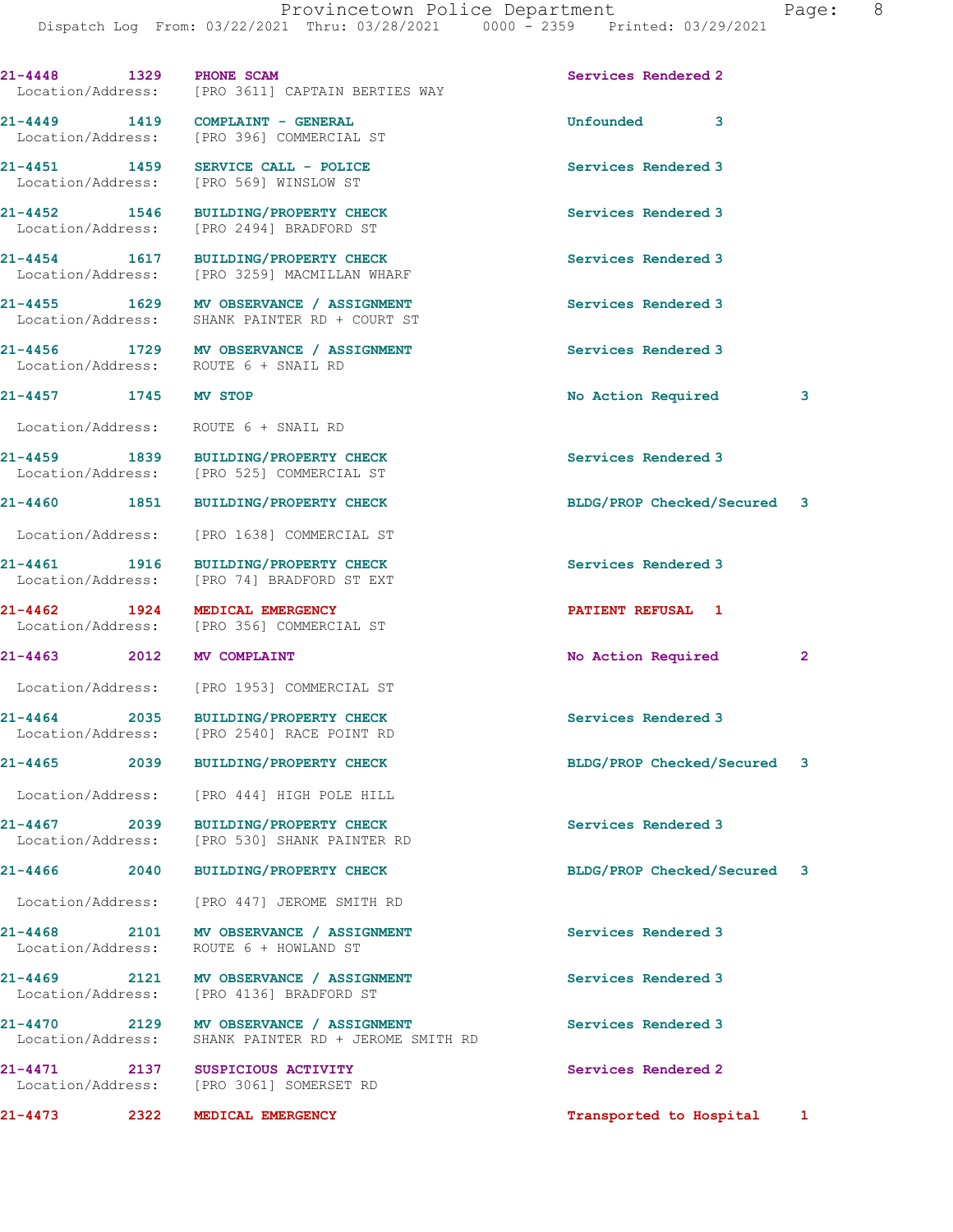| Call Number | Time | Call Reason | Action | Priority |
|---|---|---|---|---|
| 21-4448 | 1329 | PHONE SCAM | Services Rendered | 2 |
| Location/Address: | | [PRO 3611] CAPTAIN BERTIES WAY | | |
| 21-4449 | 1419 | COMPLAINT - GENERAL | Unfounded | 3 |
| Location/Address: | | [PRO 396] COMMERCIAL ST | | |
| 21-4451 | 1459 | SERVICE CALL - POLICE | Services Rendered | 3 |
| Location/Address: | | [PRO 569] WINSLOW ST | | |
| 21-4452 | 1546 | BUILDING/PROPERTY CHECK | Services Rendered | 3 |
| Location/Address: | | [PRO 2494] BRADFORD ST | | |
| 21-4454 | 1617 | BUILDING/PROPERTY CHECK | Services Rendered | 3 |
| Location/Address: | | [PRO 3259] MACMILLAN WHARF | | |
| 21-4455 | 1629 | MV OBSERVANCE / ASSIGNMENT | Services Rendered | 3 |
| Location/Address: | | SHANK PAINTER RD + COURT ST | | |
| 21-4456 | 1729 | MV OBSERVANCE / ASSIGNMENT | Services Rendered | 3 |
| Location/Address: | | ROUTE 6 + SNAIL RD | | |
| 21-4457 | 1745 | MV STOP | No Action Required | 3 |
| Location/Address: | | ROUTE 6 + SNAIL RD | | |
| 21-4459 | 1839 | BUILDING/PROPERTY CHECK | Services Rendered | 3 |
| Location/Address: | | [PRO 525] COMMERCIAL ST | | |
| 21-4460 | 1851 | BUILDING/PROPERTY CHECK | BLDG/PROP Checked/Secured | 3 |
| Location/Address: | | [PRO 1638] COMMERCIAL ST | | |
| 21-4461 | 1916 | BUILDING/PROPERTY CHECK | Services Rendered | 3 |
| Location/Address: | | [PRO 74] BRADFORD ST EXT | | |
| 21-4462 | 1924 | MEDICAL EMERGENCY | PATIENT REFUSAL | 1 |
| Location/Address: | | [PRO 356] COMMERCIAL ST | | |
| 21-4463 | 2012 | MV COMPLAINT | No Action Required | 2 |
| Location/Address: | | [PRO 1953] COMMERCIAL ST | | |
| 21-4464 | 2035 | BUILDING/PROPERTY CHECK | Services Rendered | 3 |
| Location/Address: | | [PRO 2540] RACE POINT RD | | |
| 21-4465 | 2039 | BUILDING/PROPERTY CHECK | BLDG/PROP Checked/Secured | 3 |
| Location/Address: | | [PRO 444] HIGH POLE HILL | | |
| 21-4467 | 2039 | BUILDING/PROPERTY CHECK | Services Rendered | 3 |
| Location/Address: | | [PRO 530] SHANK PAINTER RD | | |
| 21-4466 | 2040 | BUILDING/PROPERTY CHECK | BLDG/PROP Checked/Secured | 3 |
| Location/Address: | | [PRO 447] JEROME SMITH RD | | |
| 21-4468 | 2101 | MV OBSERVANCE / ASSIGNMENT | Services Rendered | 3 |
| Location/Address: | | ROUTE 6 + HOWLAND ST | | |
| 21-4469 | 2121 | MV OBSERVANCE / ASSIGNMENT | Services Rendered | 3 |
| Location/Address: | | [PRO 4136] BRADFORD ST | | |
| 21-4470 | 2129 | MV OBSERVANCE / ASSIGNMENT | Services Rendered | 3 |
| Location/Address: | | SHANK PAINTER RD + JEROME SMITH RD | | |
| 21-4471 | 2137 | SUSPICIOUS ACTIVITY | Services Rendered | 2 |
| Location/Address: | | [PRO 3061] SOMERSET RD | | |
| 21-4473 | 2322 | MEDICAL EMERGENCY | Transported to Hospital | 1 |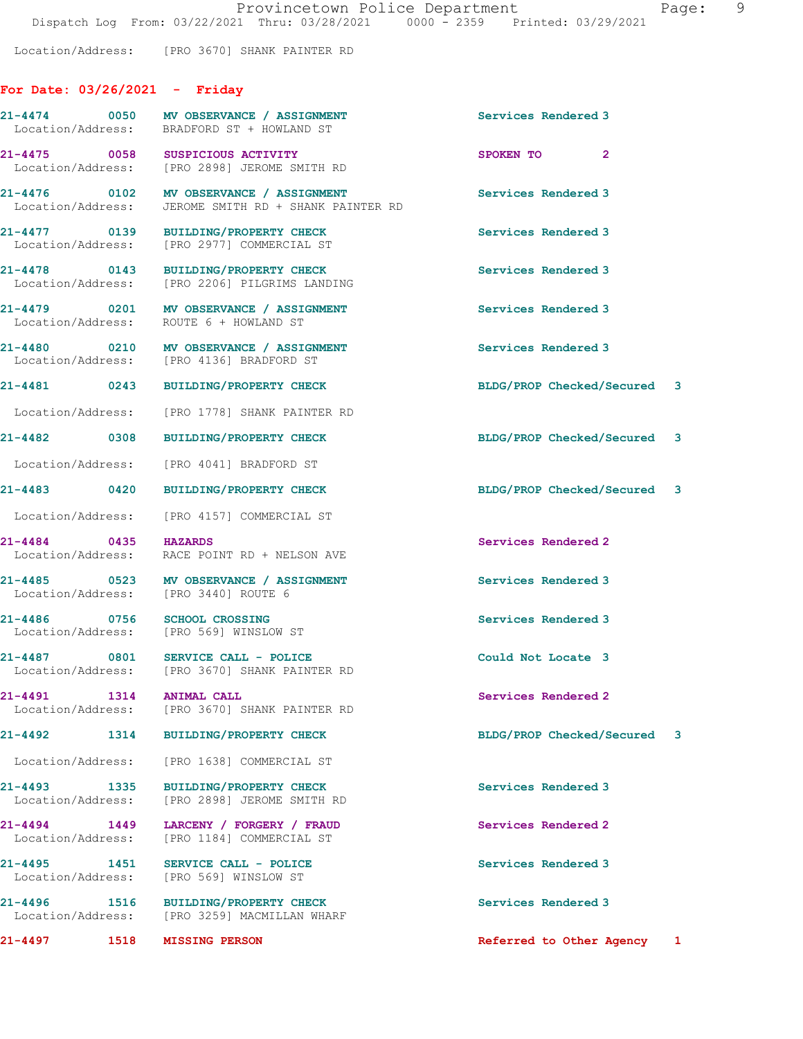Location/Address: [PRO 3670] SHANK PAINTER RD

## For Date: 03/26/2021 - Friday

| Call # | Time | Type | Disposition | Priority |
|---|---|---|---|---|
| 21-4474 | 0050 | MV OBSERVANCE / ASSIGNMENT | Services Rendered | 3 |
| | | Location/Address: BRADFORD ST + HOWLAND ST | | |
| 21-4475 | 0058 | SUSPICIOUS ACTIVITY | SPOKEN TO | 2 |
| | | Location/Address: [PRO 2898] JEROME SMITH RD | | |
| 21-4476 | 0102 | MV OBSERVANCE / ASSIGNMENT | Services Rendered | 3 |
| | | Location/Address: JEROME SMITH RD + SHANK PAINTER RD | | |
| 21-4477 | 0139 | BUILDING/PROPERTY CHECK | Services Rendered | 3 |
| | | Location/Address: [PRO 2977] COMMERCIAL ST | | |
| 21-4478 | 0143 | BUILDING/PROPERTY CHECK | Services Rendered | 3 |
| | | Location/Address: [PRO 2206] PILGRIMS LANDING | | |
| 21-4479 | 0201 | MV OBSERVANCE / ASSIGNMENT | Services Rendered | 3 |
| | | Location/Address: ROUTE 6 + HOWLAND ST | | |
| 21-4480 | 0210 | MV OBSERVANCE / ASSIGNMENT | Services Rendered | 3 |
| | | Location/Address: [PRO 4136] BRADFORD ST | | |
| 21-4481 | 0243 | BUILDING/PROPERTY CHECK | BLDG/PROP Checked/Secured | 3 |
| | | Location/Address: [PRO 1778] SHANK PAINTER RD | | |
| 21-4482 | 0308 | BUILDING/PROPERTY CHECK | BLDG/PROP Checked/Secured | 3 |
| | | Location/Address: [PRO 4041] BRADFORD ST | | |
| 21-4483 | 0420 | BUILDING/PROPERTY CHECK | BLDG/PROP Checked/Secured | 3 |
| | | Location/Address: [PRO 4157] COMMERCIAL ST | | |
| 21-4484 | 0435 | HAZARDS | Services Rendered | 2 |
| | | Location/Address: RACE POINT RD + NELSON AVE | | |
| 21-4485 | 0523 | MV OBSERVANCE / ASSIGNMENT | Services Rendered | 3 |
| | | Location/Address: [PRO 3440] ROUTE 6 | | |
| 21-4486 | 0756 | SCHOOL CROSSING | Services Rendered | 3 |
| | | Location/Address: [PRO 569] WINSLOW ST | | |
| 21-4487 | 0801 | SERVICE CALL - POLICE | Could Not Locate | 3 |
| | | Location/Address: [PRO 3670] SHANK PAINTER RD | | |
| 21-4491 | 1314 | ANIMAL CALL | Services Rendered | 2 |
| | | Location/Address: [PRO 3670] SHANK PAINTER RD | | |
| 21-4492 | 1314 | BUILDING/PROPERTY CHECK | BLDG/PROP Checked/Secured | 3 |
| | | Location/Address: [PRO 1638] COMMERCIAL ST | | |
| 21-4493 | 1335 | BUILDING/PROPERTY CHECK | Services Rendered | 3 |
| | | Location/Address: [PRO 2898] JEROME SMITH RD | | |
| 21-4494 | 1449 | LARCENY / FORGERY / FRAUD | Services Rendered | 2 |
| | | Location/Address: [PRO 1184] COMMERCIAL ST | | |
| 21-4495 | 1451 | SERVICE CALL - POLICE | Services Rendered | 3 |
| | | Location/Address: [PRO 569] WINSLOW ST | | |
| 21-4496 | 1516 | BUILDING/PROPERTY CHECK | Services Rendered | 3 |
| | | Location/Address: [PRO 3259] MACMILLAN WHARF | | |
| 21-4497 | 1518 | MISSING PERSON | Referred to Other Agency | 1 |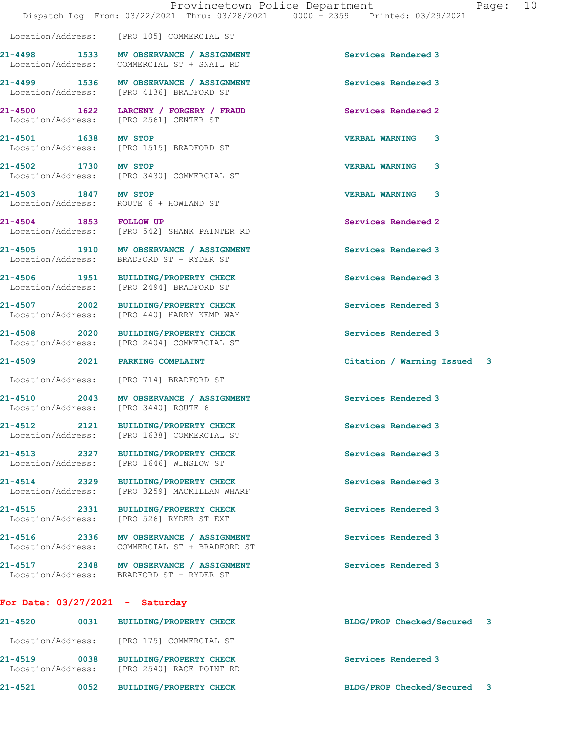Location/Address: [PRO 105] COMMERCIAL ST

| Call # | Time | Call Type | Disposition |
|---|---|---|---|
| 21-4498 | 1533 | MV OBSERVANCE / ASSIGNMENT | Services Rendered 3 |
| | | Location/Address: COMMERCIAL ST + SNAIL RD | |
| 21-4499 | 1536 | MV OBSERVANCE / ASSIGNMENT | Services Rendered 3 |
| | | Location/Address: [PRO 4136] BRADFORD ST | |
| 21-4500 | 1622 | LARCENY / FORGERY / FRAUD | Services Rendered 2 |
| | | Location/Address: [PRO 2561] CENTER ST | |
| 21-4501 | 1638 | MV STOP | VERBAL WARNING 3 |
| | | Location/Address: [PRO 1515] BRADFORD ST | |
| 21-4502 | 1730 | MV STOP | VERBAL WARNING 3 |
| | | Location/Address: [PRO 3430] COMMERCIAL ST | |
| 21-4503 | 1847 | MV STOP | VERBAL WARNING 3 |
| | | Location/Address: ROUTE 6 + HOWLAND ST | |
| 21-4504 | 1853 | FOLLOW UP | Services Rendered 2 |
| | | Location/Address: [PRO 542] SHANK PAINTER RD | |
| 21-4505 | 1910 | MV OBSERVANCE / ASSIGNMENT | Services Rendered 3 |
| | | Location/Address: BRADFORD ST + RYDER ST | |
| 21-4506 | 1951 | BUILDING/PROPERTY CHECK | Services Rendered 3 |
| | | Location/Address: [PRO 2494] BRADFORD ST | |
| 21-4507 | 2002 | BUILDING/PROPERTY CHECK | Services Rendered 3 |
| | | Location/Address: [PRO 440] HARRY KEMP WAY | |
| 21-4508 | 2020 | BUILDING/PROPERTY CHECK | Services Rendered 3 |
| | | Location/Address: [PRO 2404] COMMERCIAL ST | |
| 21-4509 | 2021 | PARKING COMPLAINT | Citation / Warning Issued 3 |
| | | Location/Address: [PRO 714] BRADFORD ST | |
| 21-4510 | 2043 | MV OBSERVANCE / ASSIGNMENT | Services Rendered 3 |
| | | Location/Address: [PRO 3440] ROUTE 6 | |
| 21-4512 | 2121 | BUILDING/PROPERTY CHECK | Services Rendered 3 |
| | | Location/Address: [PRO 1638] COMMERCIAL ST | |
| 21-4513 | 2327 | BUILDING/PROPERTY CHECK | Services Rendered 3 |
| | | Location/Address: [PRO 1646] WINSLOW ST | |
| 21-4514 | 2329 | BUILDING/PROPERTY CHECK | Services Rendered 3 |
| | | Location/Address: [PRO 3259] MACMILLAN WHARF | |
| 21-4515 | 2331 | BUILDING/PROPERTY CHECK | Services Rendered 3 |
| | | Location/Address: [PRO 526] RYDER ST EXT | |
| 21-4516 | 2336 | MV OBSERVANCE / ASSIGNMENT | Services Rendered 3 |
| | | Location/Address: COMMERCIAL ST + BRADFORD ST | |
| 21-4517 | 2348 | MV OBSERVANCE / ASSIGNMENT | Services Rendered 3 |
| | | Location/Address: BRADFORD ST + RYDER ST | |

## For Date: 03/27/2021 - Saturday

| Call # | Time | Call Type | Disposition |
|---|---|---|---|
| 21-4520 | 0031 | BUILDING/PROPERTY CHECK | BLDG/PROP Checked/Secured 3 |
| | | Location/Address: [PRO 175] COMMERCIAL ST | |
| 21-4519 | 0038 | BUILDING/PROPERTY CHECK | Services Rendered 3 |
| | | Location/Address: [PRO 2540] RACE POINT RD | |
| 21-4521 | 0052 | BUILDING/PROPERTY CHECK | BLDG/PROP Checked/Secured 3 |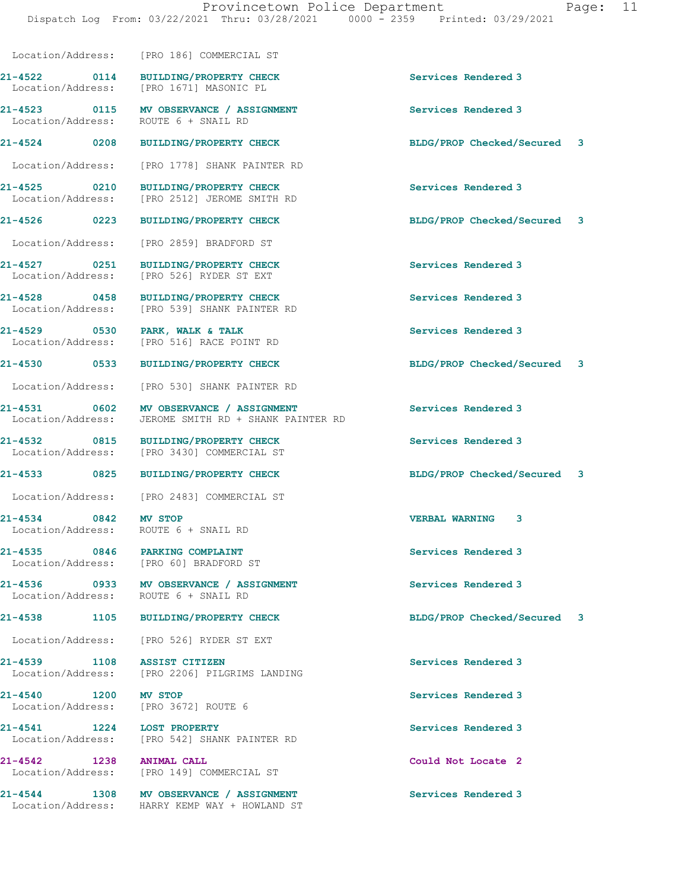Location/Address: [PRO 186] COMMERCIAL ST

| Call # | Time | Call Type | Disposition |
|---|---|---|---|
| 21-4522 | 0114 | BUILDING/PROPERTY CHECK | Services Rendered 3 |
| | | Location/Address: [PRO 1671] MASONIC PL | |
| 21-4523 | 0115 | MV OBSERVANCE / ASSIGNMENT | Services Rendered 3 |
| | | Location/Address: ROUTE 6 + SNAIL RD | |
| 21-4524 | 0208 | BUILDING/PROPERTY CHECK | BLDG/PROP Checked/Secured 3 |
| | | Location/Address: [PRO 1778] SHANK PAINTER RD | |
| 21-4525 | 0210 | BUILDING/PROPERTY CHECK | Services Rendered 3 |
| | | Location/Address: [PRO 2512] JEROME SMITH RD | |
| 21-4526 | 0223 | BUILDING/PROPERTY CHECK | BLDG/PROP Checked/Secured 3 |
| | | Location/Address: [PRO 2859] BRADFORD ST | |
| 21-4527 | 0251 | BUILDING/PROPERTY CHECK | Services Rendered 3 |
| | | Location/Address: [PRO 526] RYDER ST EXT | |
| 21-4528 | 0458 | BUILDING/PROPERTY CHECK | Services Rendered 3 |
| | | Location/Address: [PRO 539] SHANK PAINTER RD | |
| 21-4529 | 0530 | PARK, WALK & TALK | Services Rendered 3 |
| | | Location/Address: [PRO 516] RACE POINT RD | |
| 21-4530 | 0533 | BUILDING/PROPERTY CHECK | BLDG/PROP Checked/Secured 3 |
| | | Location/Address: [PRO 530] SHANK PAINTER RD | |
| 21-4531 | 0602 | MV OBSERVANCE / ASSIGNMENT | Services Rendered 3 |
| | | Location/Address: JEROME SMITH RD + SHANK PAINTER RD | |
| 21-4532 | 0815 | BUILDING/PROPERTY CHECK | Services Rendered 3 |
| | | Location/Address: [PRO 3430] COMMERCIAL ST | |
| 21-4533 | 0825 | BUILDING/PROPERTY CHECK | BLDG/PROP Checked/Secured 3 |
| | | Location/Address: [PRO 2483] COMMERCIAL ST | |
| 21-4534 | 0842 | MV STOP | VERBAL WARNING 3 |
| | | Location/Address: ROUTE 6 + SNAIL RD | |
| 21-4535 | 0846 | PARKING COMPLAINT | Services Rendered 3 |
| | | Location/Address: [PRO 60] BRADFORD ST | |
| 21-4536 | 0933 | MV OBSERVANCE / ASSIGNMENT | Services Rendered 3 |
| | | Location/Address: ROUTE 6 + SNAIL RD | |
| 21-4538 | 1105 | BUILDING/PROPERTY CHECK | BLDG/PROP Checked/Secured 3 |
| | | Location/Address: [PRO 526] RYDER ST EXT | |
| 21-4539 | 1108 | ASSIST CITIZEN | Services Rendered 3 |
| | | Location/Address: [PRO 2206] PILGRIMS LANDING | |
| 21-4540 | 1200 | MV STOP | Services Rendered 3 |
| | | Location/Address: [PRO 3672] ROUTE 6 | |
| 21-4541 | 1224 | LOST PROPERTY | Services Rendered 3 |
| | | Location/Address: [PRO 542] SHANK PAINTER RD | |
| 21-4542 | 1238 | ANIMAL CALL | Could Not Locate 2 |
| | | Location/Address: [PRO 149] COMMERCIAL ST | |
| 21-4544 | 1308 | MV OBSERVANCE / ASSIGNMENT | Services Rendered 3 |
| | | Location/Address: HARRY KEMP WAY + HOWLAND ST | |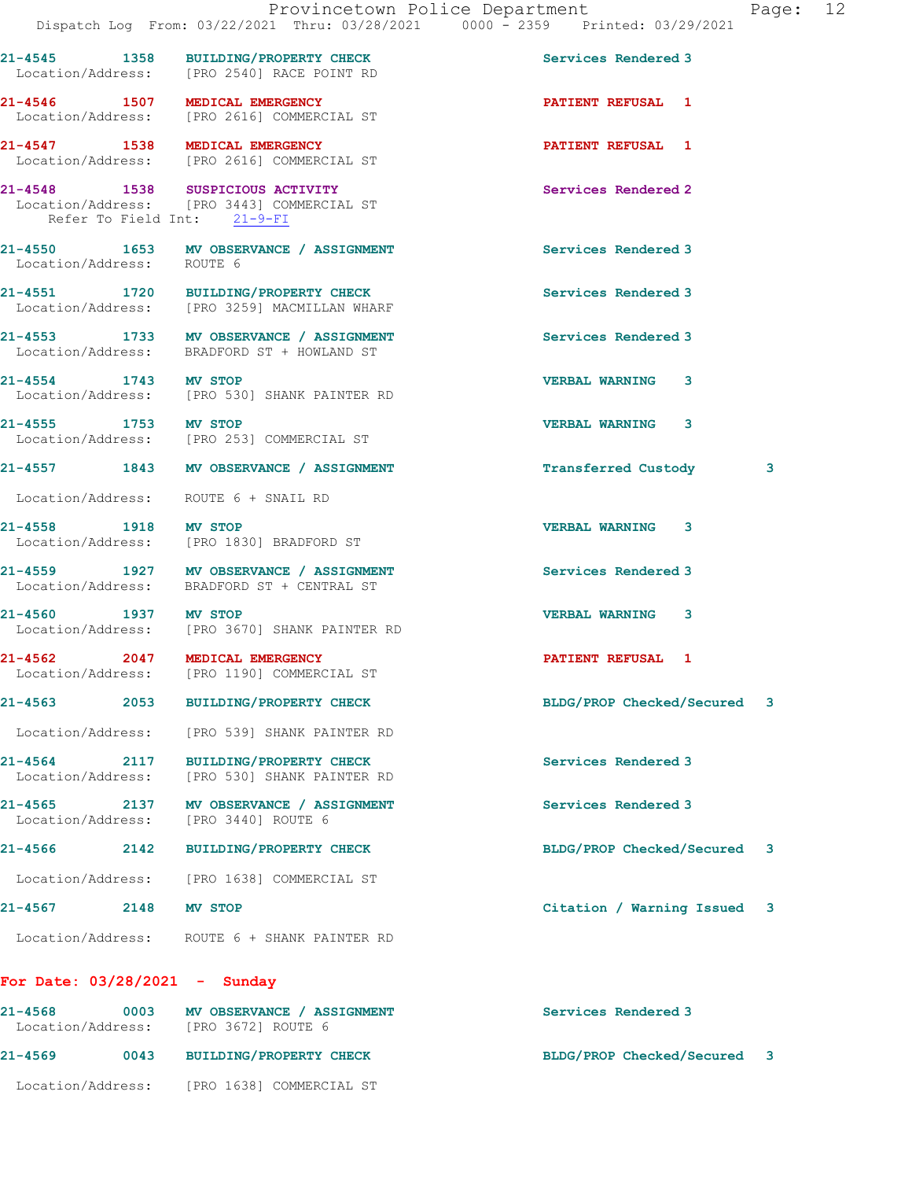21-4545 1358 BUILDING/PROPERTY CHECK Services Rendered 3
Location/Address: [PRO 2540] RACE POINT RD

21-4546 1507 MEDICAL EMERGENCY PATIENT REFUSAL 1
Location/Address: [PRO 2616] COMMERCIAL ST

21-4547 1538 MEDICAL EMERGENCY PATIENT REFUSAL 1
Location/Address: [PRO 2616] COMMERCIAL ST

21-4548 1538 SUSPICIOUS ACTIVITY Services Rendered 2
Location/Address: [PRO 3443] COMMERCIAL ST
Refer To Field Int: 21-9-FI

21-4550 1653 MV OBSERVANCE / ASSIGNMENT Services Rendered 3
Location/Address: ROUTE 6

21-4551 1720 BUILDING/PROPERTY CHECK Services Rendered 3
Location/Address: [PRO 3259] MACMILLAN WHARF

21-4553 1733 MV OBSERVANCE / ASSIGNMENT Services Rendered 3
Location/Address: BRADFORD ST + HOWLAND ST

21-4554 1743 MV STOP VERBAL WARNING 3
Location/Address: [PRO 530] SHANK PAINTER RD

21-4555 1753 MV STOP VERBAL WARNING 3
Location/Address: [PRO 253] COMMERCIAL ST

21-4557 1843 MV OBSERVANCE / ASSIGNMENT Transferred Custody 3
Location/Address: ROUTE 6 + SNAIL RD

21-4558 1918 MV STOP VERBAL WARNING 3
Location/Address: [PRO 1830] BRADFORD ST

21-4559 1927 MV OBSERVANCE / ASSIGNMENT Services Rendered 3
Location/Address: BRADFORD ST + CENTRAL ST

21-4560 1937 MV STOP VERBAL WARNING 3
Location/Address: [PRO 3670] SHANK PAINTER RD

21-4562 2047 MEDICAL EMERGENCY PATIENT REFUSAL 1
Location/Address: [PRO 1190] COMMERCIAL ST

21-4563 2053 BUILDING/PROPERTY CHECK BLDG/PROP Checked/Secured 3
Location/Address: [PRO 539] SHANK PAINTER RD

21-4564 2117 BUILDING/PROPERTY CHECK Services Rendered 3
Location/Address: [PRO 530] SHANK PAINTER RD

21-4565 2137 MV OBSERVANCE / ASSIGNMENT Services Rendered 3
Location/Address: [PRO 3440] ROUTE 6

21-4566 2142 BUILDING/PROPERTY CHECK BLDG/PROP Checked/Secured 3
Location/Address: [PRO 1638] COMMERCIAL ST

21-4567 2148 MV STOP Citation / Warning Issued 3
Location/Address: ROUTE 6 + SHANK PAINTER RD

**For Date: 03/28/2021 - Sunday**

21-4568 0003 MV OBSERVANCE / ASSIGNMENT Services Rendered 3
Location/Address: [PRO 3672] ROUTE 6

21-4569 0043 BUILDING/PROPERTY CHECK BLDG/PROP Checked/Secured 3
Location/Address: [PRO 1638] COMMERCIAL ST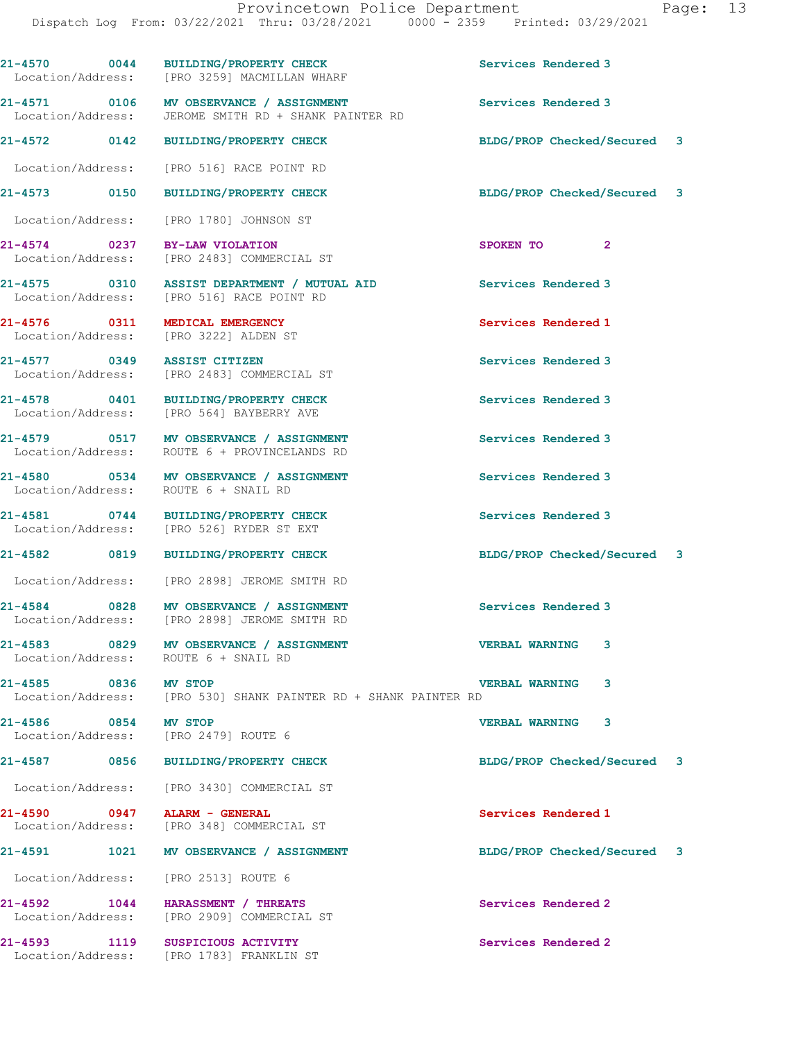| Call # | Time | Call Reason | Action | Priority |
|---|---|---|---|---|
| 21-4570 | 0044 | BUILDING/PROPERTY CHECK | Services Rendered | 3 |
| Location/Address: | | [PRO 3259] MACMILLAN WHARF | | |
| 21-4571 | 0106 | MV OBSERVANCE / ASSIGNMENT | Services Rendered | 3 |
| Location/Address: | | JEROME SMITH RD + SHANK PAINTER RD | | |
| 21-4572 | 0142 | BUILDING/PROPERTY CHECK | BLDG/PROP Checked/Secured | 3 |
| Location/Address: | | [PRO 516] RACE POINT RD | | |
| 21-4573 | 0150 | BUILDING/PROPERTY CHECK | BLDG/PROP Checked/Secured | 3 |
| Location/Address: | | [PRO 1780] JOHNSON ST | | |
| 21-4574 | 0237 | BY-LAW VIOLATION | SPOKEN TO | 2 |
| Location/Address: | | [PRO 2483] COMMERCIAL ST | | |
| 21-4575 | 0310 | ASSIST DEPARTMENT / MUTUAL AID | Services Rendered | 3 |
| Location/Address: | | [PRO 516] RACE POINT RD | | |
| 21-4576 | 0311 | MEDICAL EMERGENCY | Services Rendered | 1 |
| Location/Address: | | [PRO 3222] ALDEN ST | | |
| 21-4577 | 0349 | ASSIST CITIZEN | Services Rendered | 3 |
| Location/Address: | | [PRO 2483] COMMERCIAL ST | | |
| 21-4578 | 0401 | BUILDING/PROPERTY CHECK | Services Rendered | 3 |
| Location/Address: | | [PRO 564] BAYBERRY AVE | | |
| 21-4579 | 0517 | MV OBSERVANCE / ASSIGNMENT | Services Rendered | 3 |
| Location/Address: | | ROUTE 6 + PROVINCELANDS RD | | |
| 21-4580 | 0534 | MV OBSERVANCE / ASSIGNMENT | Services Rendered | 3 |
| Location/Address: | | ROUTE 6 + SNAIL RD | | |
| 21-4581 | 0744 | BUILDING/PROPERTY CHECK | Services Rendered | 3 |
| Location/Address: | | [PRO 526] RYDER ST EXT | | |
| 21-4582 | 0819 | BUILDING/PROPERTY CHECK | BLDG/PROP Checked/Secured | 3 |
| Location/Address: | | [PRO 2898] JEROME SMITH RD | | |
| 21-4584 | 0828 | MV OBSERVANCE / ASSIGNMENT | Services Rendered | 3 |
| Location/Address: | | [PRO 2898] JEROME SMITH RD | | |
| 21-4583 | 0829 | MV OBSERVANCE / ASSIGNMENT | VERBAL WARNING | 3 |
| Location/Address: | | ROUTE 6 + SNAIL RD | | |
| 21-4585 | 0836 | MV STOP | VERBAL WARNING | 3 |
| Location/Address: | | [PRO 530] SHANK PAINTER RD + SHANK PAINTER RD | | |
| 21-4586 | 0854 | MV STOP | VERBAL WARNING | 3 |
| Location/Address: | | [PRO 2479] ROUTE 6 | | |
| 21-4587 | 0856 | BUILDING/PROPERTY CHECK | BLDG/PROP Checked/Secured | 3 |
| Location/Address: | | [PRO 3430] COMMERCIAL ST | | |
| 21-4590 | 0947 | ALARM - GENERAL | Services Rendered | 1 |
| Location/Address: | | [PRO 348] COMMERCIAL ST | | |
| 21-4591 | 1021 | MV OBSERVANCE / ASSIGNMENT | BLDG/PROP Checked/Secured | 3 |
| Location/Address: | | [PRO 2513] ROUTE 6 | | |
| 21-4592 | 1044 | HARASSMENT / THREATS | Services Rendered | 2 |
| Location/Address: | | [PRO 2909] COMMERCIAL ST | | |
| 21-4593 | 1119 | SUSPICIOUS ACTIVITY | Services Rendered | 2 |
| Location/Address: | | [PRO 1783] FRANKLIN ST | | |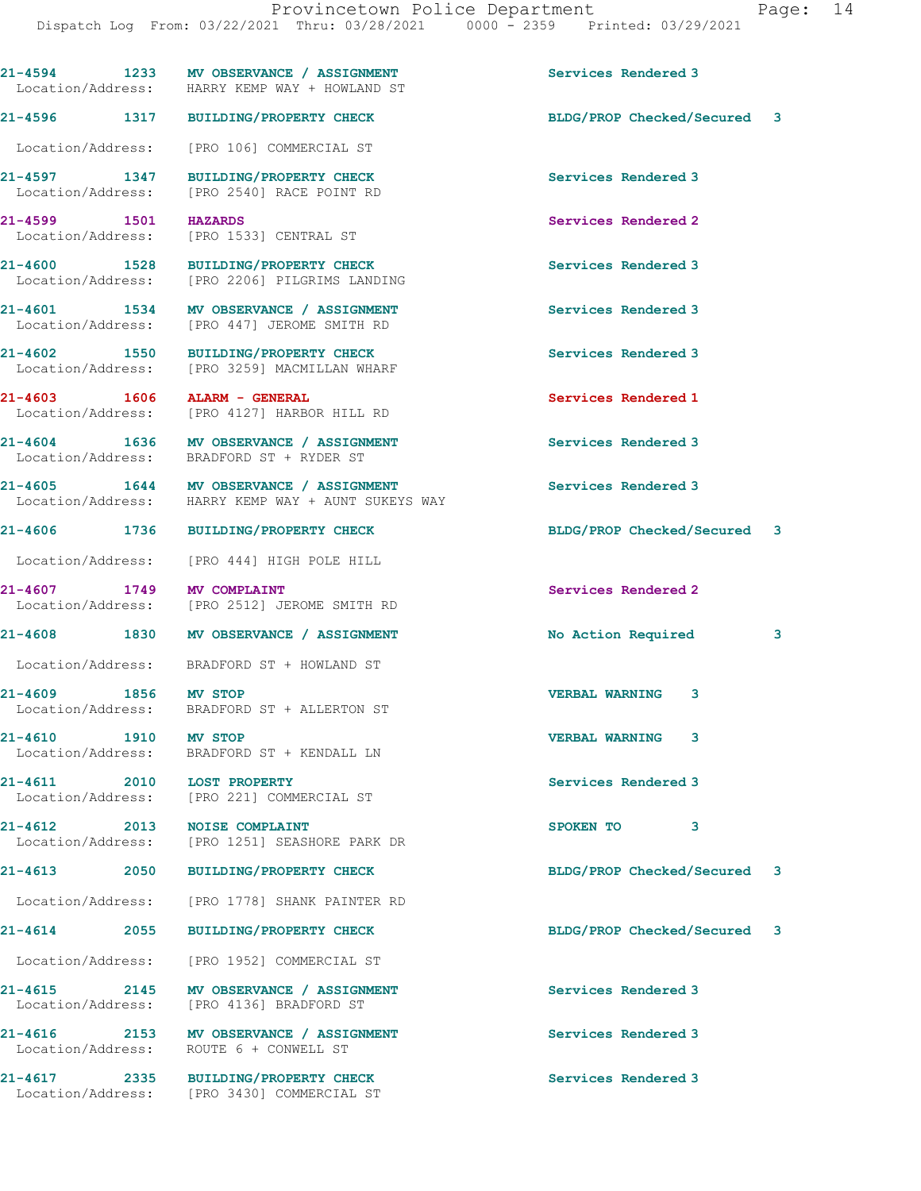| Call Number | Time | Call Reason | Action | Priority |
|---|---|---|---|---|
| 21-4594 | 1233 | MV OBSERVANCE / ASSIGNMENT | Services Rendered | 3 |
| | | Location/Address: HARRY KEMP WAY + HOWLAND ST | | |
| 21-4596 | 1317 | BUILDING/PROPERTY CHECK | BLDG/PROP Checked/Secured | 3 |
| | | Location/Address: [PRO 106] COMMERCIAL ST | | |
| 21-4597 | 1347 | BUILDING/PROPERTY CHECK | Services Rendered | 3 |
| | | Location/Address: [PRO 2540] RACE POINT RD | | |
| 21-4599 | 1501 | HAZARDS | Services Rendered | 2 |
| | | Location/Address: [PRO 1533] CENTRAL ST | | |
| 21-4600 | 1528 | BUILDING/PROPERTY CHECK | Services Rendered | 3 |
| | | Location/Address: [PRO 2206] PILGRIMS LANDING | | |
| 21-4601 | 1534 | MV OBSERVANCE / ASSIGNMENT | Services Rendered | 3 |
| | | Location/Address: [PRO 447] JEROME SMITH RD | | |
| 21-4602 | 1550 | BUILDING/PROPERTY CHECK | Services Rendered | 3 |
| | | Location/Address: [PRO 3259] MACMILLAN WHARF | | |
| 21-4603 | 1606 | ALARM - GENERAL | Services Rendered | 1 |
| | | Location/Address: [PRO 4127] HARBOR HILL RD | | |
| 21-4604 | 1636 | MV OBSERVANCE / ASSIGNMENT | Services Rendered | 3 |
| | | Location/Address: BRADFORD ST + RYDER ST | | |
| 21-4605 | 1644 | MV OBSERVANCE / ASSIGNMENT | Services Rendered | 3 |
| | | Location/Address: HARRY KEMP WAY + AUNT SUKEYS WAY | | |
| 21-4606 | 1736 | BUILDING/PROPERTY CHECK | BLDG/PROP Checked/Secured | 3 |
| | | Location/Address: [PRO 444] HIGH POLE HILL | | |
| 21-4607 | 1749 | MV COMPLAINT | Services Rendered | 2 |
| | | Location/Address: [PRO 2512] JEROME SMITH RD | | |
| 21-4608 | 1830 | MV OBSERVANCE / ASSIGNMENT | No Action Required | 3 |
| | | Location/Address: BRADFORD ST + HOWLAND ST | | |
| 21-4609 | 1856 | MV STOP | VERBAL WARNING | 3 |
| | | Location/Address: BRADFORD ST + ALLERTON ST | | |
| 21-4610 | 1910 | MV STOP | VERBAL WARNING | 3 |
| | | Location/Address: BRADFORD ST + KENDALL LN | | |
| 21-4611 | 2010 | LOST PROPERTY | Services Rendered | 3 |
| | | Location/Address: [PRO 221] COMMERCIAL ST | | |
| 21-4612 | 2013 | NOISE COMPLAINT | SPOKEN TO | 3 |
| | | Location/Address: [PRO 1251] SEASHORE PARK DR | | |
| 21-4613 | 2050 | BUILDING/PROPERTY CHECK | BLDG/PROP Checked/Secured | 3 |
| | | Location/Address: [PRO 1778] SHANK PAINTER RD | | |
| 21-4614 | 2055 | BUILDING/PROPERTY CHECK | BLDG/PROP Checked/Secured | 3 |
| | | Location/Address: [PRO 1952] COMMERCIAL ST | | |
| 21-4615 | 2145 | MV OBSERVANCE / ASSIGNMENT | Services Rendered | 3 |
| | | Location/Address: [PRO 4136] BRADFORD ST | | |
| 21-4616 | 2153 | MV OBSERVANCE / ASSIGNMENT | Services Rendered | 3 |
| | | Location/Address: ROUTE 6 + CONWELL ST | | |
| 21-4617 | 2335 | BUILDING/PROPERTY CHECK | Services Rendered | 3 |
| | | Location/Address: [PRO 3430] COMMERCIAL ST | | |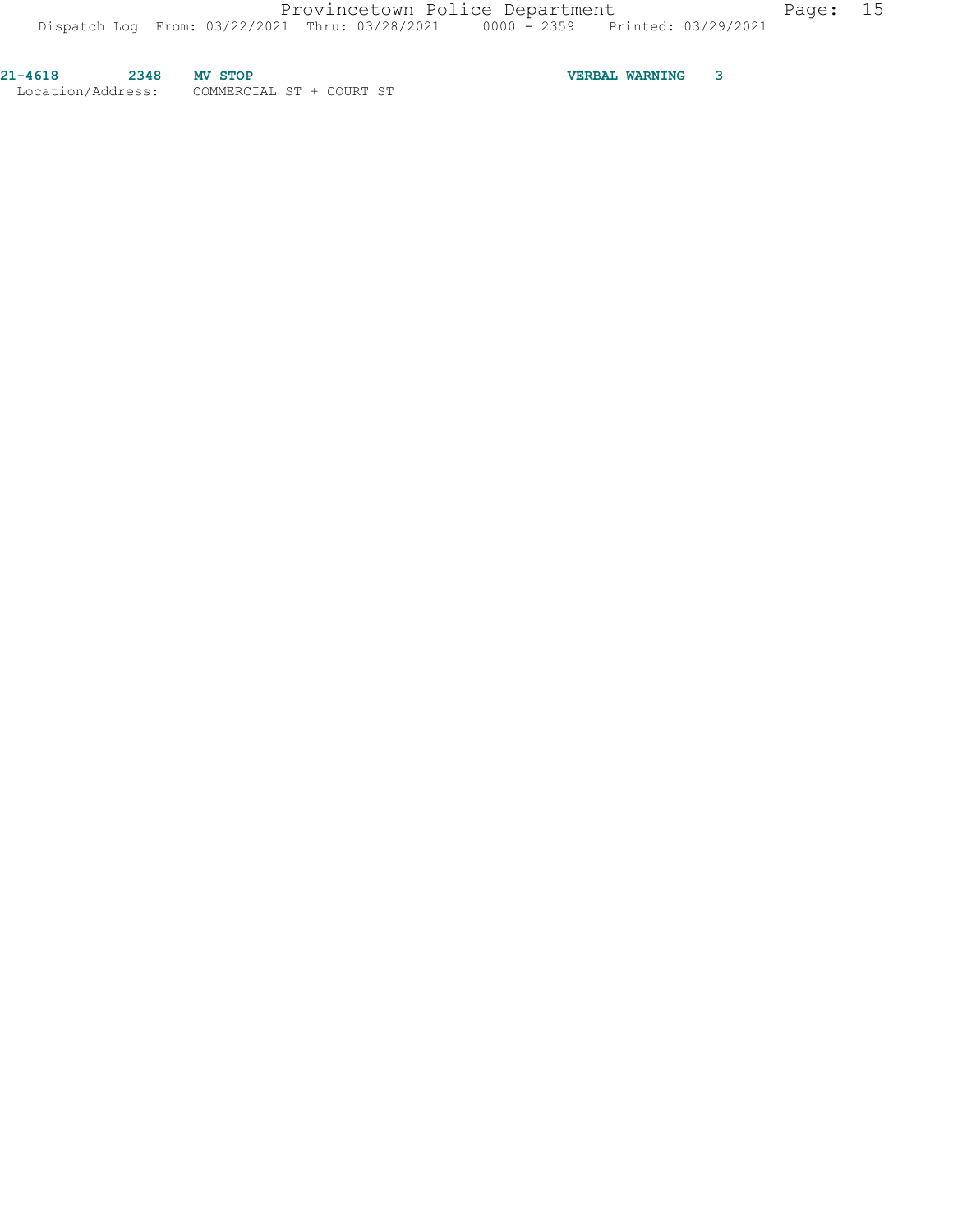**21-4618 2348 MV STOP VERBAL WARNING 3**

Location/Address: COMMERCIAL ST + COURT ST